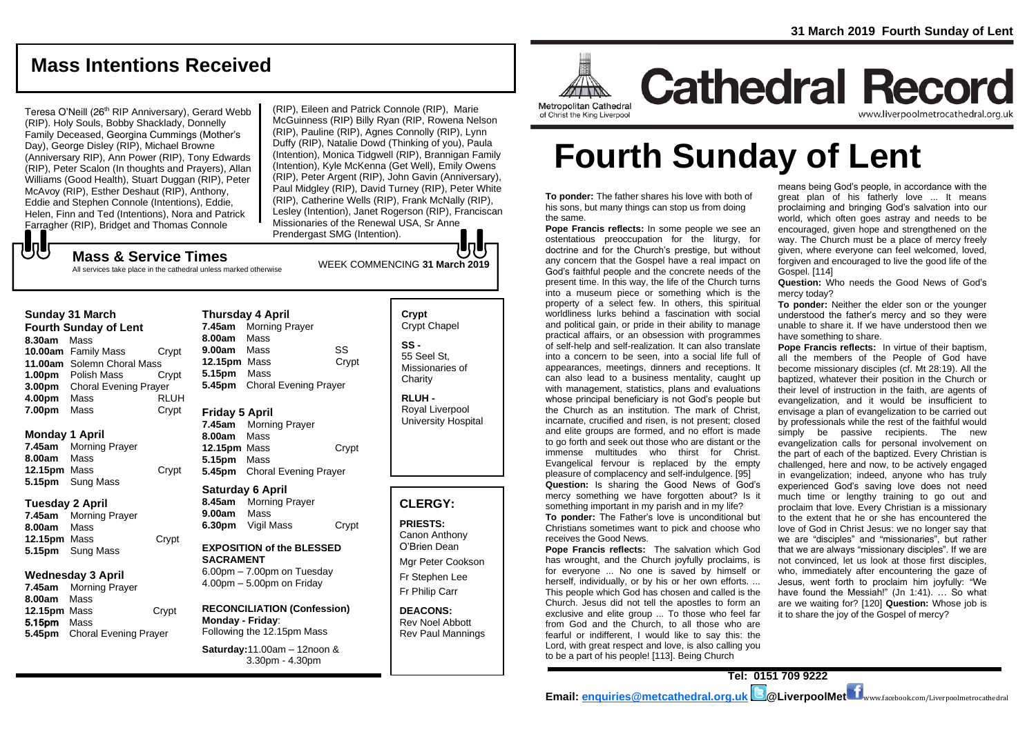# Mass Intentions Received

Teresa O'Neill (26th RIP Anniversary), Gerard Webb (RIP). Holy Souls, Bobby Shacklady, Donnelly Family Deceased, Georgina Cummings (Mother's Day), George Disley (RIP), Michael Browne (Anniversary RIP), Ann Power (RIP), Tony Edwards (RIP), Peter Scalon (In thoughts and Prayers), Allan Williams (Good Health), Stuart Duggan (RIP), Peter McAvoy (RIP), Esther Deshaut (RIP), Anthony, Eddie and Stephen Connole (Intentions), Eddie, Helen, Finn and Ted (Intentions), Nora and Patrick Farragher (RIP), Bridget and Thomas Connole (RIP), Eileen and Patrick Connole (RIP), Marie McGuinness (RIP) Billy Ryan (RIP, Rowena Nelson (RIP), Pauline (RIP), Agnes Connolly (RIP), Lynn Duffy (RIP), Natalie Dowd (Thinking of you), Paula (Intention), Monica Tidgwell (RIP), Brannigan Family (Intention), Kyle McKenna (Get Well), Emily Owens (RIP), Peter Argent (RIP), John Gavin (Anniversary), Paul Midgley (RIP), David Turney (RIP), Peter White (RIP), Catherine Wells (RIP), Frank McNally (RIP), Lesley (Intention), Janet Rogerson (RIP), Franciscan Missionaries of the Renewal USA, Sr Anne Prendergast SMG (Intention).

## Mass & Service Times

All services take place in the cathedral unless marked otherwise

WEEK COMMENCING **31 March 2019**

### Sunday 31 March
**Fourth Sunday of Lent**

**8.30am** Mass
**10.00am** Family Mass — Crypt
**11.00am** Solemn Choral Mass
**1.00pm** Polish Mass — Crypt
**3.00pm** Choral Evening Prayer
**4.00pm** Mass — RLUH
**7.00pm** Mass — Crypt

### Monday 1 April

**7.45am** Morning Prayer
**8.00am** Mass
**12.15pm** Mass — Crypt
**5.15pm** Sung Mass

### Tuesday 2 April

**7.45am** Morning Prayer
**8.00am** Mass
**12.15pm** Mass — Crypt
**5.15pm** Sung Mass

### Wednesday 3 April

**7.45am** Morning Prayer
**8.00am** Mass
**12.15pm** Mass — Crypt
**5.15pm** Mass
**5.45pm** Choral Evening Prayer

### Thursday 4 April

**7.45am** Morning Prayer
**8.00am** Mass
**9.00am** Mass — SS
**12.15pm** Mass — Crypt
**5.15pm** Mass
**5.45pm** Choral Evening Prayer

### Friday 5 April

**7.45am** Morning Prayer
**8.00am** Mass
**12.15pm** Mass — Crypt
**5.15pm** Mass
**5.45pm** Choral Evening Prayer

### Saturday 6 April

**8.45am** Morning Prayer
**9.00am** Mass
**6.30pm** Vigil Mass — Crypt

**EXPOSITION of the BLESSED SACRAMENT**
6.00pm – 7.00pm on Tuesday
4.00pm – 5.00pm on Friday

**RECONCILIATION (Confession)**
**Monday - Friday**: Following the 12.15pm Mass

**Saturday:** 11.00am – 12noon & 3.30pm - 4.30pm

**Crypt**
Crypt Chapel

**SS -**
55 Seel St, Missionaries of Charity

**RLUH -**
Royal Liverpool University Hospital

## CLERGY:

**PRIESTS:**
Canon Anthony O'Brien Dean
Mgr Peter Cookson
Fr Stephen Lee
Fr Philip Carr

**DEACONS:**
Rev Noel Abbott
Rev Paul Mannings

**31 March 2019 Fourth Sunday of Lent**

Metropolitan Cathedral of Christ the King Liverpool

# Cathedral Record

www.liverpoolmetrocathedral.org.uk

# Fourth Sunday of Lent

**To ponder:** The father shares his love with both of his sons, but many things can stop us from doing the same.

**Pope Francis reflects:** In some people we see an ostentatious preoccupation for the liturgy, for doctrine and for the Church's prestige, but without any concern that the Gospel have a real impact on God's faithful people and the concrete needs of the present time. In this way, the life of the Church turns into a museum piece or something which is the property of a select few. In others, this spiritual worldliness lurks behind a fascination with social and political gain, or pride in their ability to manage practical affairs, or an obsession with programmes of self-help and self-realization. It can also translate into a concern to be seen, into a social life full of appearances, meetings, dinners and receptions. It can also lead to a business mentality, caught up with management, statistics, plans and evaluations whose principal beneficiary is not God's people but the Church as an institution. The mark of Christ, incarnate, crucified and risen, is not present; closed and elite groups are formed, and no effort is made to go forth and seek out those who are distant or the immense multitudes who thirst for Christ. Evangelical fervour is replaced by the empty pleasure of complacency and self-indulgence. [95]

**Question:** Is sharing the Good News of God's mercy something we have forgotten about? Is it something important in my parish and in my life?

**To ponder:** The Father's love is unconditional but Christians sometimes want to pick and choose who receives the Good News.

**Pope Francis reflects:** The salvation which God has wrought, and the Church joyfully proclaims, is for everyone ... No one is saved by himself or herself, individually, or by his or her own efforts. ... This people which God has chosen and called is the Church. Jesus did not tell the apostles to form an exclusive and elite group ... To those who feel far from God and the Church, to all those who are fearful or indifferent, I would like to say this: the Lord, with great respect and love, is also calling you to be a part of his people! [113]. Being Church means being God's people, in accordance with the great plan of his fatherly love ... It means proclaiming and bringing God's salvation into our world, which often goes astray and needs to be encouraged, given hope and strengthened on the way. The Church must be a place of mercy freely given, where everyone can feel welcomed, loved, forgiven and encouraged to live the good life of the Gospel. [114]

**Question:** Who needs the Good News of God's mercy today?

**To ponder:** Neither the elder son or the younger understood the father's mercy and so they were unable to share it. If we have understood then we have something to share.

**Pope Francis reflects:** In virtue of their baptism, all the members of the People of God have become missionary disciples (cf. Mt 28:19). All the baptized, whatever their position in the Church or their level of instruction in the faith, are agents of evangelization, and it would be insufficient to envisage a plan of evangelization to be carried out by professionals while the rest of the faithful would simply be passive recipients. The new evangelization calls for personal involvement on the part of each of the baptized. Every Christian is challenged, here and now, to be actively engaged in evangelization; indeed, anyone who has truly experienced God's saving love does not need much time or lengthy training to go out and proclaim that love. Every Christian is a missionary to the extent that he or she has encountered the love of God in Christ Jesus: we no longer say that we are "disciples" and "missionaries", but rather that we are always "missionary disciples". If we are not convinced, let us look at those first disciples, who, immediately after encountering the gaze of Jesus, went forth to proclaim him joyfully: "We have found the Messiah!" (Jn 1:41). … So what are we waiting for? [120] **Question:** Whose job is it to share the joy of the Gospel of mercy?

**Tel: 0151 709 9222**
**Email: enquiries@metcathedral.org.uk** @LiverpoolMet www.facebook.com/Liverpoolmetrocathedral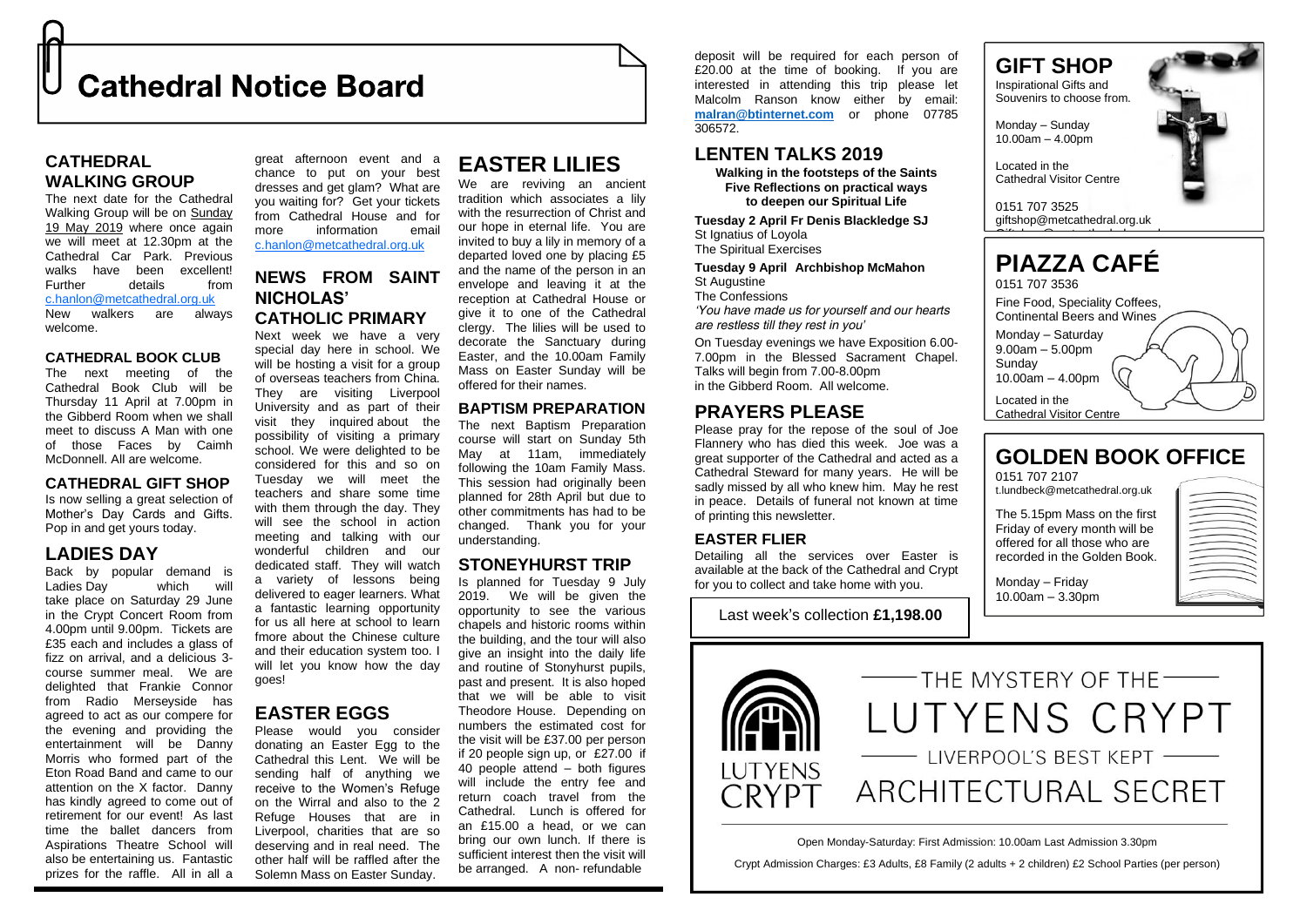# Cathedral Notice Board

## CATHEDRAL WALKING GROUP

The next date for the Cathedral Walking Group will be on Sunday 19 May 2019 where once again we will meet at 12.30pm at the Cathedral Car Park. Previous walks have been excellent! Further details from c.hanlon@metcathedral.org.uk New walkers are always welcome.

### CATHEDRAL BOOK CLUB

The next meeting of the Cathedral Book Club will be Thursday 11 April at 7.00pm in the Gibberd Room when we shall meet to discuss A Man with one of those Faces by Caimh McDonnell. All are welcome.

### CATHEDRAL GIFT SHOP

Is now selling a great selection of Mother's Day Cards and Gifts. Pop in and get yours today.

## LADIES DAY

Back by popular demand is Ladies Day which will take place on Saturday 29 June in the Crypt Concert Room from 4.00pm until 9.00pm. Tickets are £35 each and includes a glass of fizz on arrival, and a delicious 3-course summer meal. We are delighted that Frankie Connor from Radio Merseyside has agreed to act as our compere for the evening and providing the entertainment will be Danny Morris who formed part of the Eton Road Band and came to our attention on the X factor. Danny has kindly agreed to come out of retirement for our event! As last time the ballet dancers from Aspirations Theatre School will also be entertaining us. Fantastic prizes for the raffle. All in all a great afternoon event and a chance to put on your best dresses and get glam? What are you waiting for? Get your tickets from Cathedral House and for more information email c.hanlon@metcathedral.org.uk

## NEWS FROM SAINT NICHOLAS' CATHOLIC PRIMARY

Next week we have a very special day here in school. We will be hosting a visit for a group of overseas teachers from China. They are visiting Liverpool University and as part of their visit they inquired about the possibility of visiting a primary school. We were delighted to be considered for this and so on Tuesday we will meet the teachers and share some time with them through the day. They will see the school in action meeting and talking with our wonderful children and our dedicated staff. They will watch a variety of lessons being delivered to eager learners. What a fantastic learning opportunity for us all here at school to learn fmore about the Chinese culture and their education system too. I will let you know how the day goes!

## EASTER EGGS

Please would you consider donating an Easter Egg to the Cathedral this Lent. We will be sending half of anything we receive to the Women's Refuge on the Wirral and also to the 2 Refuge Houses that are in Liverpool, charities that are so deserving and in real need. The other half will be raffled after the Solemn Mass on Easter Sunday.

## EASTER LILIES

We are reviving an ancient tradition which associates a lily with the resurrection of Christ and our hope in eternal life. You are invited to buy a lily in memory of a departed loved one by placing £5 and the name of the person in an envelope and leaving it at the reception at Cathedral House or give it to one of the Cathedral clergy. The lilies will be used to decorate the Sanctuary during Easter, and the 10.00am Family Mass on Easter Sunday will be offered for their names.

### BAPTISM PREPARATION

The next Baptism Preparation course will start on Sunday 5th May at 11am, immediately following the 10am Family Mass. This session had originally been planned for 28th April but due to other commitments has had to be changed. Thank you for your understanding.

## STONEYHURST TRIP

Is planned for Tuesday 9 July 2019. We will be given the opportunity to see the various chapels and historic rooms within the building, and the tour will also give an insight into the daily life and routine of Stonyhurst pupils, past and present. It is also hoped that we will be able to visit Theodore House. Depending on numbers the estimated cost for the visit will be £37.00 per person if 20 people sign up, or £27.00 if 40 people attend – both figures will include the entry fee and return coach travel from the Cathedral. Lunch is offered for an £15.00 a head, or we can bring our own lunch. If there is sufficient interest then the visit will be arranged. A non- refundable deposit will be required for each person of £20.00 at the time of booking. If you are interested in attending this trip please let Malcolm Ranson know either by email: **malran@btinternet.com** or phone 07785 306572.

## LENTEN TALKS 2019

**Walking in the footsteps of the Saints**
**Five Reflections on practical ways to deepen our Spiritual Life**

**Tuesday 2 April Fr Denis Blackledge SJ**
St Ignatius of Loyola
The Spiritual Exercises

**Tuesday 9 April Archbishop McMahon**
St Augustine
The Confessions
*'You have made us for yourself and our hearts are restless till they rest in you'*

On Tuesday evenings we have Exposition 6.00-7.00pm in the Blessed Sacrament Chapel. Talks will begin from 7.00-8.00pm in the Gibberd Room. All welcome.

## PRAYERS PLEASE

Please pray for the repose of the soul of Joe Flannery who has died this week. Joe was a great supporter of the Cathedral and acted as a Cathedral Steward for many years. He will be sadly missed by all who knew him. May he rest in peace. Details of funeral not known at time of printing this newsletter.

### EASTER FLIER

Detailing all the services over Easter is available at the back of the Cathedral and Crypt for you to collect and take home with you.

Last week's collection **£1,198.00**

## GIFT SHOP

Inspirational Gifts and Souvenirs to choose from.

Monday – Sunday
10.00am – 4.00pm

Located in the Cathedral Visitor Centre

0151 707 3525
giftshop@metcathedral.org.uk

## PIAZZA CAFÉ

0151 707 3536

Fine Food, Speciality Coffees, Continental Beers and Wines

Monday – Saturday
9.00am – 5.00pm
Sunday
10.00am – 4.00pm

Located in the Cathedral Visitor Centre

## GOLDEN BOOK OFFICE

0151 707 2107
t.lundbeck@metcathedral.org.uk

The 5.15pm Mass on the first Friday of every month will be offered for all those who are recorded in the Golden Book.

Monday – Friday
10.00am – 3.30pm

LUTYENS CRYPT

THE MYSTERY OF THE LUTYENS CRYPT — LIVERPOOL'S BEST KEPT ARCHITECTURAL SECRET

Open Monday-Saturday: First Admission: 10.00am Last Admission 3.30pm

Crypt Admission Charges: £3 Adults, £8 Family (2 adults + 2 children) £2 School Parties (per person)